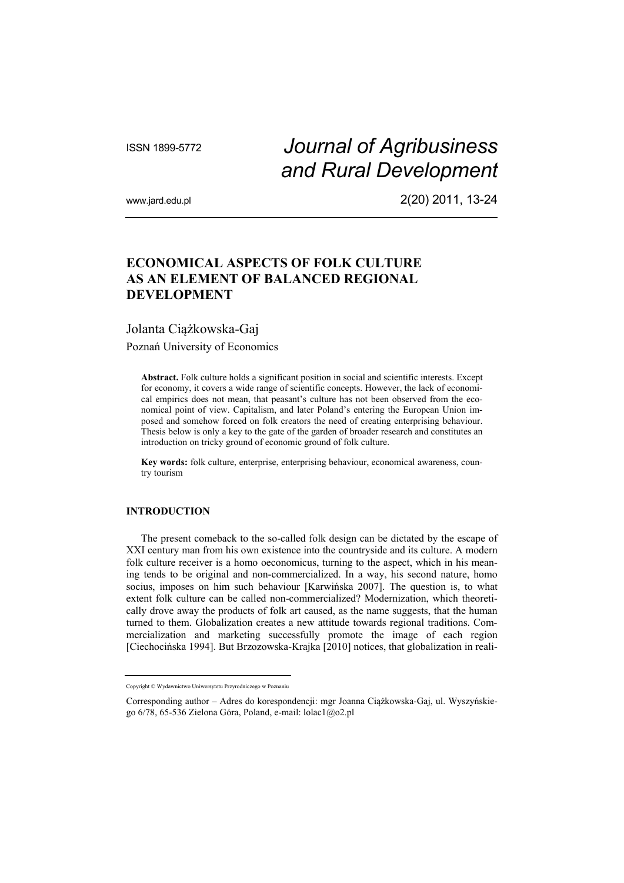ISSN 1899-5772

# *Journal of Agribusiness and Rural Development*

www.jard.edu.pl

2(20) 2011, 13-24

## ECONOMICAL ASPECTS OF FOLK CULTURE AS AN ELEMENT OF BALANCED REGIONAL DEVELOPMENT

Jolanta Ciążkowska-Gaj

Poznań University of Economics

**Abstract.** Folk culture holds a significant position in social and scientific interests. Except for economy, it covers a wide range of scientific concepts. However, the lack of economical empirics does not mean, that peasant's culture has not been observed from the economical point of view. Capitalism, and later Poland's entering the European Union imposed and somehow forced on folk creators the need of creating enterprising behaviour. Thesis below is only a key to the gate of the garden of broader research and constitutes an introduction on tricky ground of economic ground of folk culture.

**Key words:** folk culture, enterprise, enterprising behaviour, economical awareness, country tourism

### INTRODUCTION

The present comeback to the so-called folk design can be dictated by the escape of XXI century man from his own existence into the countryside and its culture. A modern folk culture receiver is a homo oeconomicus, turning to the aspect, which in his meaning tends to be original and non-commercialized. In a way, his second nature, homo socius, imposes on him such behaviour [Karwińska 2007]. The question is, to what extent folk culture can be called non-commercialized? Modernization, which theoretically drove away the products of folk art caused, as the name suggests, that the human turned to them. Globalization creates a new attitude towards regional traditions. Commercialization and marketing successfully promote the image of each region [Ciechocińska 1994]. But Brzozowska-Krajka [2010] notices, that globalization in reali-

Copyright © Wydawnictwo Uniwersytetu Przyrodniczego w Poznaniu

Corresponding author – Adres do korespondencji: mgr Joanna Ciążkowska-Gaj, ul. Wyszyńskiego 6/78, 65-536 Zielona Góra, Poland, e-mail: lolac1@o2.pl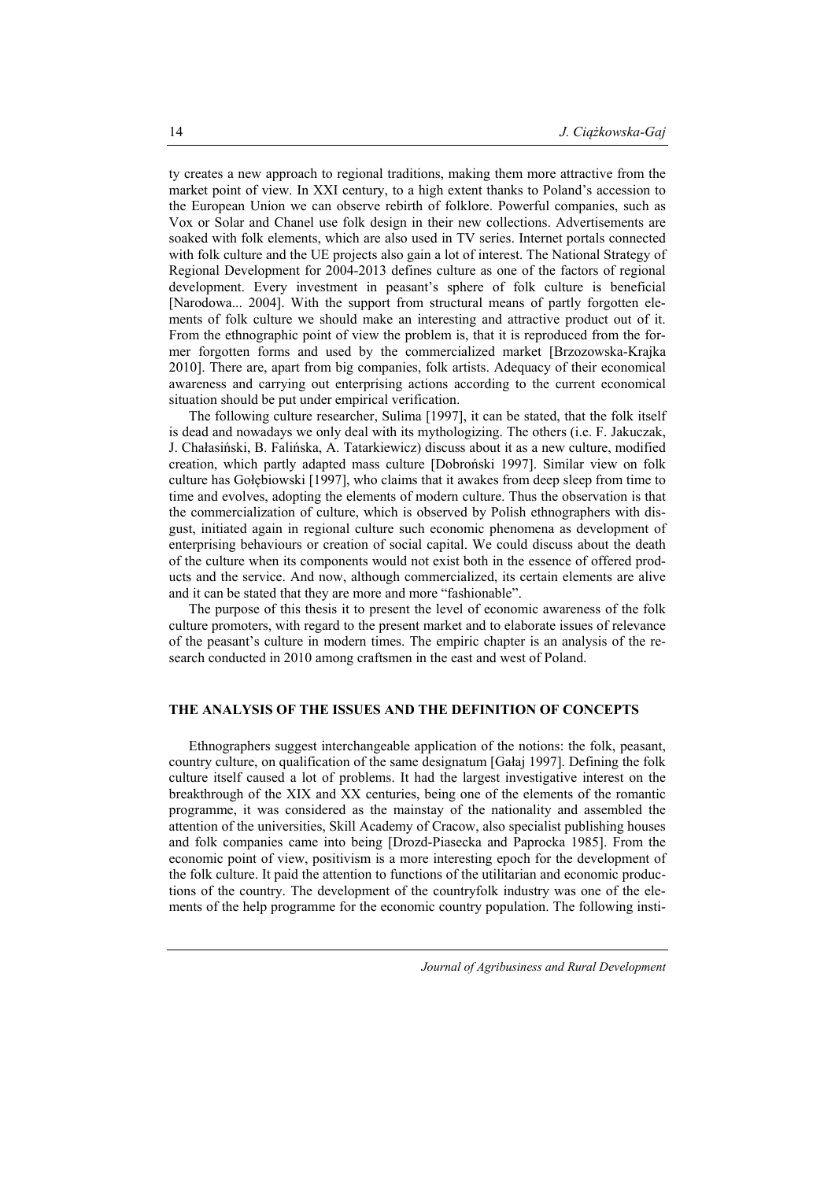ty creates a new approach to regional traditions, making them more attractive from the market point of view. In XXI century, to a high extent thanks to Poland's accession to the European Union we can observe rebirth of folklore. Powerful companies, such as Vox or Solar and Chanel use folk design in their new collections. Advertisements are soaked with folk elements, which are also used in TV series. Internet portals connected with folk culture and the UE projects also gain a lot of interest. The National Strategy of Regional Development for 2004-2013 defines culture as one of the factors of regional development. Every investment in peasant's sphere of folk culture is beneficial [Narodowa... 2004]. With the support from structural means of partly forgotten elements of folk culture we should make an interesting and attractive product out of it. From the ethnographic point of view the problem is, that it is reproduced from the former forgotten forms and used by the commercialized market [Brzozowska-Krajka 2010]. There are, apart from big companies, folk artists. Adequacy of their economical awareness and carrying out enterprising actions according to the current economical situation should be put under empirical verification.

The following culture researcher, Sulima [1997], it can be stated, that the folk itself is dead and nowadays we only deal with its mythologizing. The others (i.e. F. Jakuczak, J. Chałasiński, B. Falińska, A. Tatarkiewicz) discuss about it as a new culture, modified creation, which partly adapted mass culture [Dobroński 1997]. Similar view on folk culture has Gołębiowski [1997], who claims that it awakes from deep sleep from time to time and evolves, adopting the elements of modern culture. Thus the observation is that the commercialization of culture, which is observed by Polish ethnographers with disgust, initiated again in regional culture such economic phenomena as development of enterprising behaviours or creation of social capital. We could discuss about the death of the culture when its components would not exist both in the essence of offered products and the service. And now, although commercialized, its certain elements are alive and it can be stated that they are more and more "fashionable".

The purpose of this thesis it to present the level of economic awareness of the folk culture promoters, with regard to the present market and to elaborate issues of relevance of the peasant's culture in modern times. The empiric chapter is an analysis of the research conducted in 2010 among craftsmen in the east and west of Poland.

## THE ANALYSIS OF THE ISSUES AND THE DEFINITION OF CONCEPTS

Ethnographers suggest interchangeable application of the notions: the folk, peasant, country culture, on qualification of the same designatum [Gałaj 1997]. Defining the folk culture itself caused a lot of problems. It had the largest investigative interest on the breakthrough of the XIX and XX centuries, being one of the elements of the romantic programme, it was considered as the mainstay of the nationality and assembled the attention of the universities, Skill Academy of Cracow, also specialist publishing houses and folk companies came into being [Drozd-Piasecka and Paprocka 1985]. From the economic point of view, positivism is a more interesting epoch for the development of the folk culture. It paid the attention to functions of the utilitarian and economic productions of the country. The development of the countryfolk industry was one of the elements of the help programme for the economic country population. The following insti-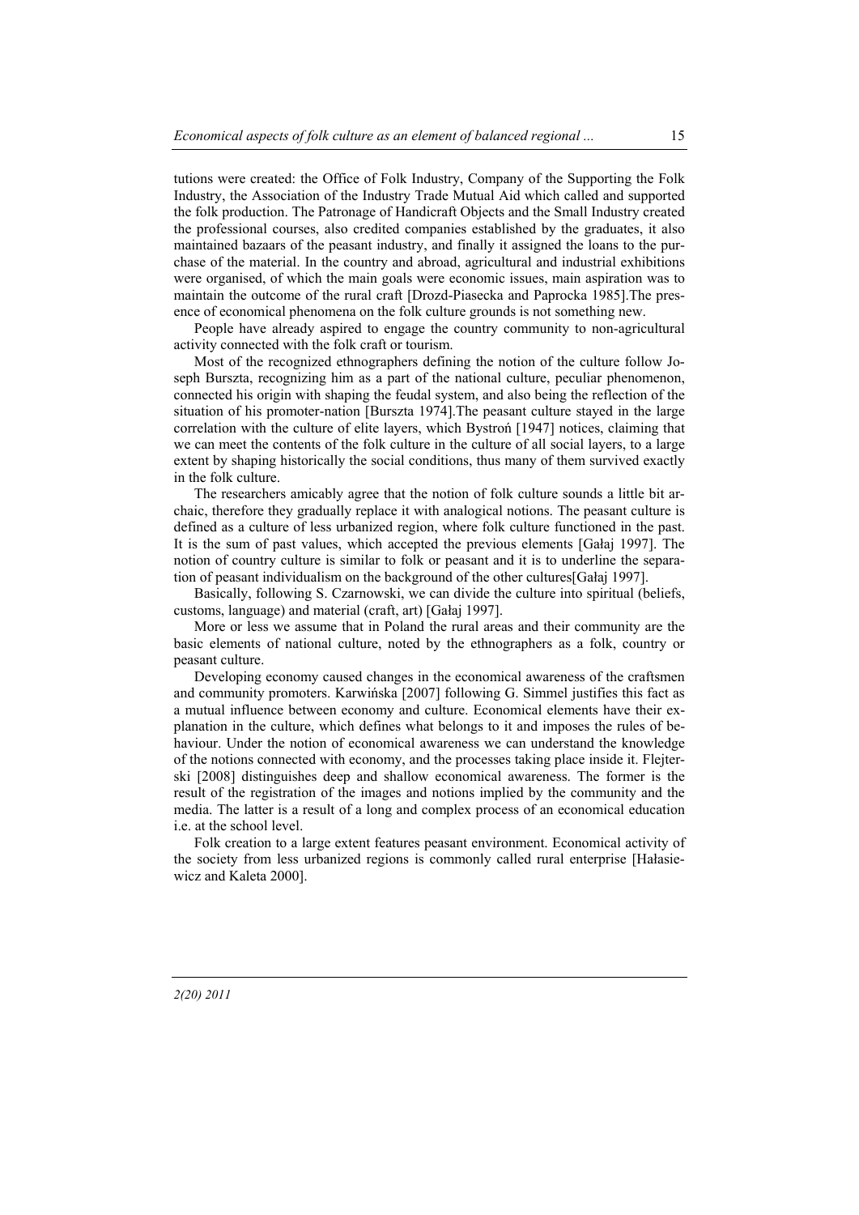tutions were created: the Office of Folk Industry, Company of the Supporting the Folk Industry, the Association of the Industry Trade Mutual Aid which called and supported the folk production. The Patronage of Handicraft Objects and the Small Industry created the professional courses, also credited companies established by the graduates, it also maintained bazaars of the peasant industry, and finally it assigned the loans to the purchase of the material. In the country and abroad, agricultural and industrial exhibitions were organised, of which the main goals were economic issues, main aspiration was to maintain the outcome of the rural craft [Drozd-Piasecka and Paprocka 1985].The presence of economical phenomena on the folk culture grounds is not something new.

People have already aspired to engage the country community to non-agricultural activity connected with the folk craft or tourism.

Most of the recognized ethnographers defining the notion of the culture follow Joseph Burszta, recognizing him as a part of the national culture, peculiar phenomenon, connected his origin with shaping the feudal system, and also being the reflection of the situation of his promoter-nation [Burszta 1974].The peasant culture stayed in the large correlation with the culture of elite layers, which Bystroń [1947] notices, claiming that we can meet the contents of the folk culture in the culture of all social layers, to a large extent by shaping historically the social conditions, thus many of them survived exactly in the folk culture.

The researchers amicably agree that the notion of folk culture sounds a little bit archaic, therefore they gradually replace it with analogical notions. The peasant culture is defined as a culture of less urbanized region, where folk culture functioned in the past. It is the sum of past values, which accepted the previous elements [Gałaj 1997]. The notion of country culture is similar to folk or peasant and it is to underline the separation of peasant individualism on the background of the other cultures[Gałaj 1997].

Basically, following S. Czarnowski, we can divide the culture into spiritual (beliefs, customs, language) and material (craft, art) [Gałaj 1997].

More or less we assume that in Poland the rural areas and their community are the basic elements of national culture, noted by the ethnographers as a folk, country or peasant culture.

Developing economy caused changes in the economical awareness of the craftsmen and community promoters. Karwińska [2007] following G. Simmel justifies this fact as a mutual influence between economy and culture. Economical elements have their explanation in the culture, which defines what belongs to it and imposes the rules of behaviour. Under the notion of economical awareness we can understand the knowledge of the notions connected with economy, and the processes taking place inside it. Flejterski [2008] distinguishes deep and shallow economical awareness. The former is the result of the registration of the images and notions implied by the community and the media. The latter is a result of a long and complex process of an economical education i.e. at the school level.

Folk creation to a large extent features peasant environment. Economical activity of the society from less urbanized regions is commonly called rural enterprise [Hałasiewicz and Kaleta 2000].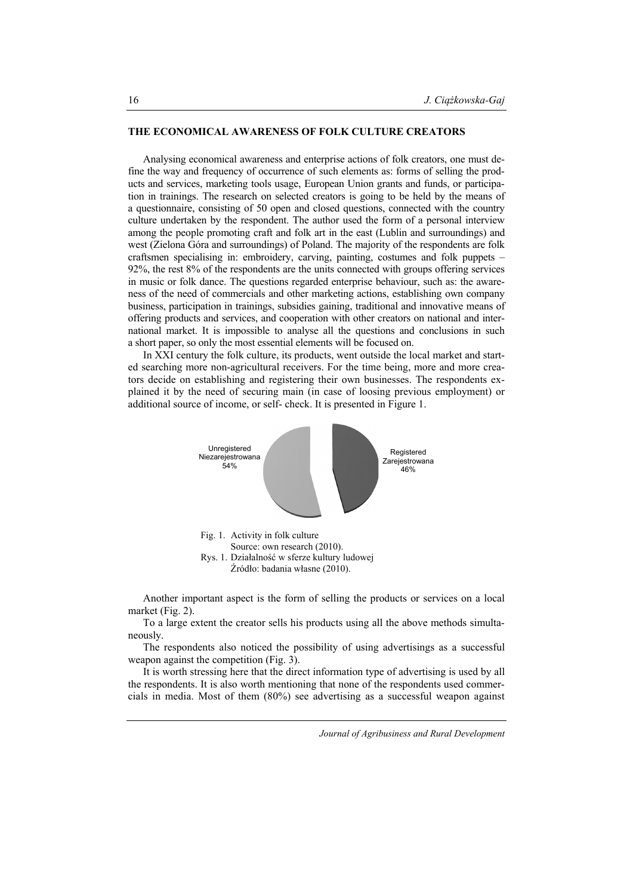## THE ECONOMICAL AWARENESS OF FOLK CULTURE CREATORS

Analysing economical awareness and enterprise actions of folk creators, one must define the way and frequency of occurrence of such elements as: forms of selling the products and services, marketing tools usage, European Union grants and funds, or participation in trainings. The research on selected creators is going to be held by the means of a questionnaire, consisting of 50 open and closed questions, connected with the country culture undertaken by the respondent. The author used the form of a personal interview among the people promoting craft and folk art in the east (Lublin and surroundings) and west (Zielona Góra and surroundings) of Poland. The majority of the respondents are folk craftsmen specialising in: embroidery, carving, painting, costumes and folk puppets – 92%, the rest 8% of the respondents are the units connected with groups offering services in music or folk dance. The questions regarded enterprise behaviour, such as: the awareness of the need of commercials and other marketing actions, establishing own company business, participation in trainings, subsidies gaining, traditional and innovative means of offering products and services, and cooperation with other creators on national and international market. It is impossible to analyse all the questions and conclusions in such a short paper, so only the most essential elements will be focused on.

In XXI century the folk culture, its products, went outside the local market and started searching more non-agricultural receivers. For the time being, more and more creators decide on establishing and registering their own businesses. The respondents explained it by the need of securing main (in case of loosing previous employment) or additional source of income, or self- check. It is presented in Figure 1.

Unregistered
Niezarejestrowana
54%

Registered
Zarejestrowana
46%

Fig. 1. Activity in folk culture
Source: own research (2010).
Rys. 1. Działalność w sferze kultury ludowej
Źródło: badania własne (2010).

Another important aspect is the form of selling the products or services on a local market (Fig. 2).

To a large extent the creator sells his products using all the above methods simultaneously.

The respondents also noticed the possibility of using advertisings as a successful weapon against the competition (Fig. 3).

It is worth stressing here that the direct information type of advertising is used by all the respondents. It is also worth mentioning that none of the respondents used commercials in media. Most of them (80%) see advertising as a successful weapon against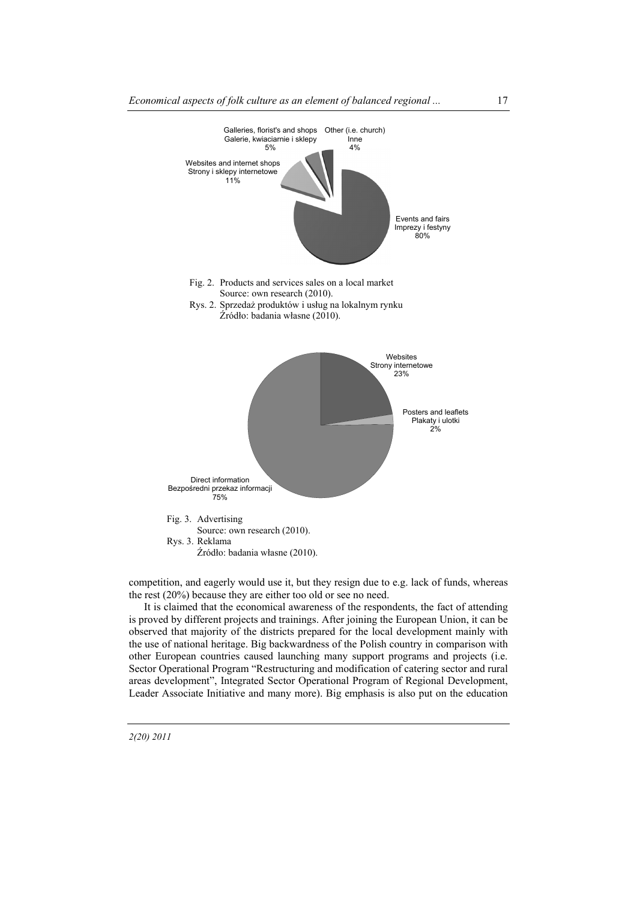Galleries, florist's and shops
Galerie, kwiaciarnie i sklepy
5%

Other (i.e. church)
Inne
4%

Websites and internet shops
Strony i sklepy internetowe
11%

Events and fairs
Imprezy i festyny
80%

Fig. 2. Products and services sales on a local market
Source: own research (2010).
Rys. 2. Sprzedaż produktów i usług na lokalnym rynku
Źródło: badania własne (2010).

Websites
Strony internetowe
23%

Posters and leaflets
Plakaty i ulotki
2%

Direct information
Bezpośredni przekaz informacji
75%

Fig. 3. Advertising
Source: own research (2010).
Rys. 3. Reklama
Źródło: badania własne (2010).

competition, and eagerly would use it, but they resign due to e.g. lack of funds, whereas the rest (20%) because they are either too old or see no need.

It is claimed that the economical awareness of the respondents, the fact of attending is proved by different projects and trainings. After joining the European Union, it can be observed that majority of the districts prepared for the local development mainly with the use of national heritage. Big backwardness of the Polish country in comparison with other European countries caused launching many support programs and projects (i.e. Sector Operational Program "Restructuring and modification of catering sector and rural areas development", Integrated Sector Operational Program of Regional Development, Leader Associate Initiative and many more). Big emphasis is also put on the education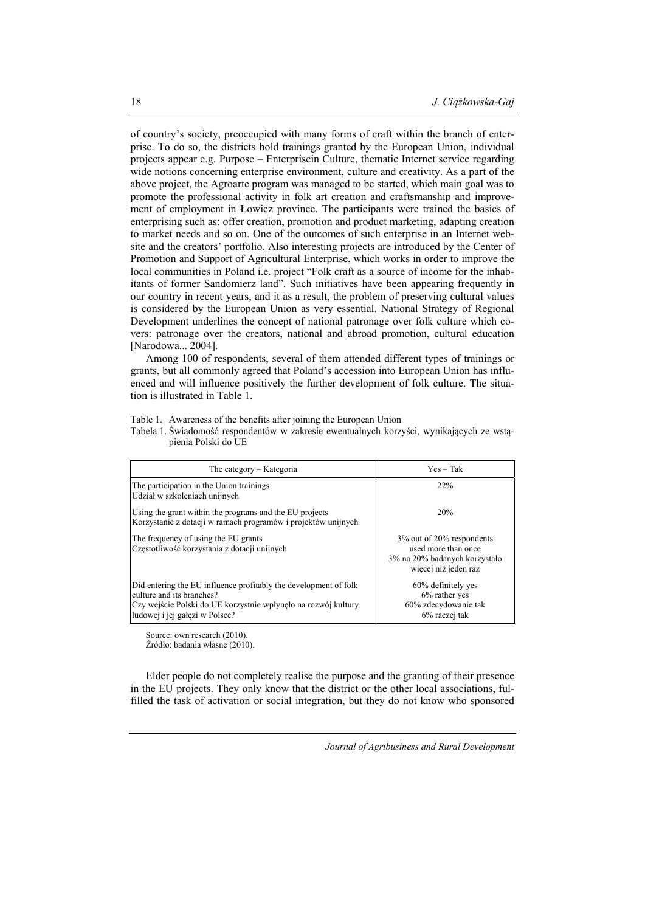of country's society, preoccupied with many forms of craft within the branch of enterprise. To do so, the districts hold trainings granted by the European Union, individual projects appear e.g. Purpose – Enterprisein Culture, thematic Internet service regarding wide notions concerning enterprise environment, culture and creativity. As a part of the above project, the Agroarte program was managed to be started, which main goal was to promote the professional activity in folk art creation and craftsmanship and improvement of employment in Łowicz province. The participants were trained the basics of enterprising such as: offer creation, promotion and product marketing, adapting creation to market needs and so on. One of the outcomes of such enterprise in an Internet website and the creators' portfolio. Also interesting projects are introduced by the Center of Promotion and Support of Agricultural Enterprise, which works in order to improve the local communities in Poland i.e. project "Folk craft as a source of income for the inhabitants of former Sandomierz land". Such initiatives have been appearing frequently in our country in recent years, and it as a result, the problem of preserving cultural values is considered by the European Union as very essential. National Strategy of Regional Development underlines the concept of national patronage over folk culture which covers: patronage over the creators, national and abroad promotion, cultural education [Narodowa... 2004].

Among 100 of respondents, several of them attended different types of trainings or grants, but all commonly agreed that Poland's accession into European Union has influenced and will influence positively the further development of folk culture. The situation is illustrated in Table 1.

Table 1. Awareness of the benefits after joining the European Union

Tabela 1. Świadomość respondentów w zakresie ewentualnych korzyści, wynikających ze wstąpienia Polski do UE

| The category – Kategoria | Yes – Tak |
|---|---|
| The participation in the Union trainings<br>Udział w szkoleniach unijnych | 22% |
| Using the grant within the programs and the EU projects<br>Korzystanie z dotacji w ramach programów i projektów unijnych | 20% |
| The frequency of using the EU grants<br>Częstotliwość korzystania z dotacji unijnych | 3% out of 20% respondents used more than once<br>3% na 20% badanych korzystało więcej niż jeden raz |
| Did entering the EU influence profitably the development of folk culture and its branches?<br>Czy wejście Polski do UE korzystnie wpłynęło na rozwój kultury ludowej i jej gałęzi w Polsce? | 60% definitely yes<br>6% rather yes<br>60% zdecydowanie tak<br>6% raczej tak |

Source: own research (2010).
Źródło: badania własne (2010).

Elder people do not completely realise the purpose and the granting of their presence in the EU projects. They only know that the district or the other local associations, fulfilled the task of activation or social integration, but they do not know who sponsored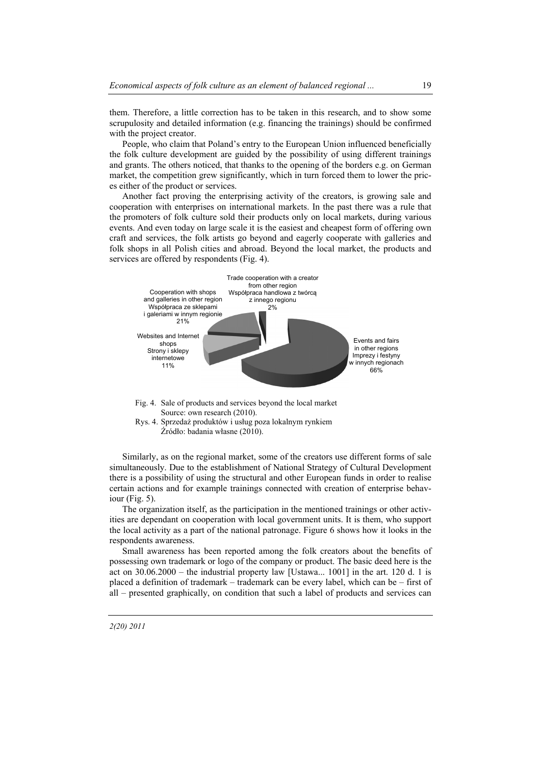them. Therefore, a little correction has to be taken in this research, and to show some scrupulosity and detailed information (e.g. financing the trainings) should be confirmed with the project creator.

People, who claim that Poland's entry to the European Union influenced beneficially the folk culture development are guided by the possibility of using different trainings and grants. The others noticed, that thanks to the opening of the borders e.g. on German market, the competition grew significantly, which in turn forced them to lower the prices either of the product or services.

Another fact proving the enterprising activity of the creators, is growing sale and cooperation with enterprises on international markets. In the past there was a rule that the promoters of folk culture sold their products only on local markets, during various events. And even today on large scale it is the easiest and cheapest form of offering own craft and services, the folk artists go beyond and eagerly cooperate with galleries and folk shops in all Polish cities and abroad. Beyond the local market, the products and services are offered by respondents (Fig. 4).

Fig. 4. Sale of products and services beyond the local market
Source: own research (2010).

Rys. 4. Sprzedaż produktów i usług poza lokalnym rynkiem
Źródło: badania własne (2010).

Similarly, as on the regional market, some of the creators use different forms of sale simultaneously. Due to the establishment of National Strategy of Cultural Development there is a possibility of using the structural and other European funds in order to realise certain actions and for example trainings connected with creation of enterprise behaviour (Fig. 5).

The organization itself, as the participation in the mentioned trainings or other activities are dependant on cooperation with local government units. It is them, who support the local activity as a part of the national patronage. Figure 6 shows how it looks in the respondents awareness.

Small awareness has been reported among the folk creators about the benefits of possessing own trademark or logo of the company or product. The basic deed here is the act on 30.06.2000 – the industrial property law [Ustawa... 1001] in the art. 120 d. 1 is placed a definition of trademark – trademark can be every label, which can be – first of all – presented graphically, on condition that such a label of products and services can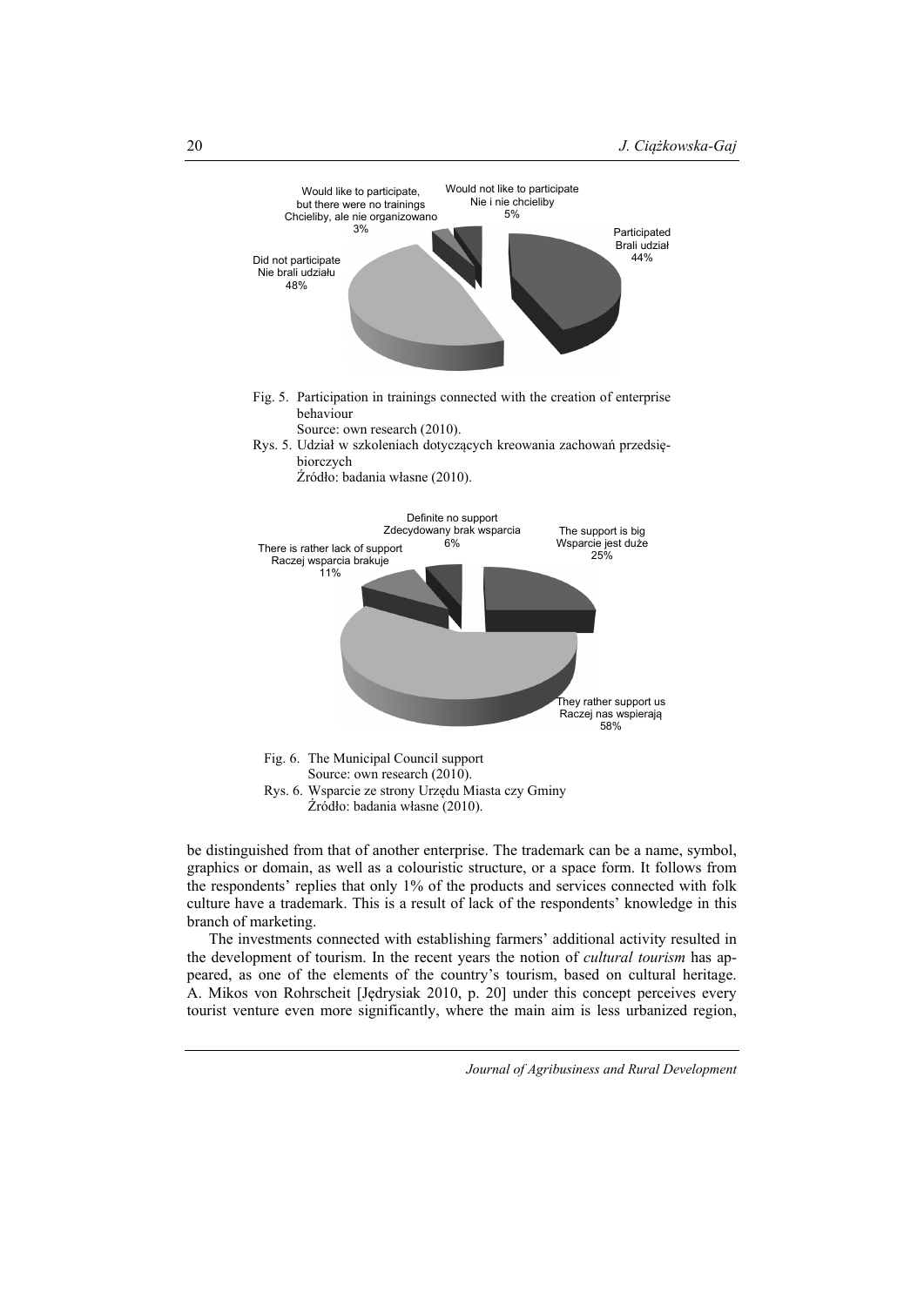Fig. 5. Participation in trainings connected with the creation of enterprise behaviour
Source: own research (2010).

Rys. 5. Udział w szkoleniach dotyczących kreowania zachowań przedsiębiorczych
Źródło: badania własne (2010).

Fig. 6. The Municipal Council support
Source: own research (2010).

Rys. 6. Wsparcie ze strony Urzędu Miasta czy Gminy
Źródło: badania własne (2010).

be distinguished from that of another enterprise. The trademark can be a name, symbol, graphics or domain, as well as a colouristic structure, or a space form. It follows from the respondents' replies that only 1% of the products and services connected with folk culture have a trademark. This is a result of lack of the respondents' knowledge in this branch of marketing.

The investments connected with establishing farmers' additional activity resulted in the development of tourism. In the recent years the notion of *cultural tourism* has appeared, as one of the elements of the country's tourism, based on cultural heritage. A. Mikos von Rohrscheit [Jędrysiak 2010, p. 20] under this concept perceives every tourist venture even more significantly, where the main aim is less urbanized region,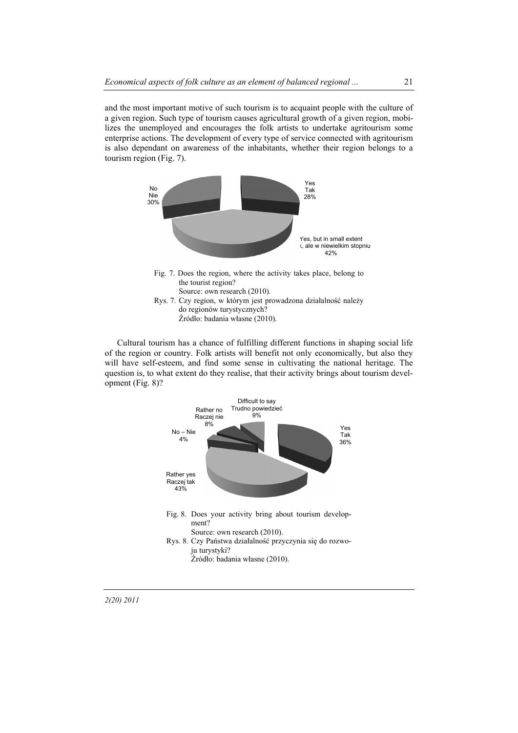and the most important motive of such tourism is to acquaint people with the culture of a given region. Such type of tourism causes agricultural growth of a given region, mobilizes the unemployed and encourages the folk artists to undertake agritourism some enterprise actions. The development of every type of service connected with agritourism is also dependant on awareness of the inhabitants, whether their region belongs to a tourism region (Fig. 7).

Fig. 7. Does the region, where the activity takes place, belong to the tourist region?
Source: own research (2010).

Rys. 7. Czy region, w którym jest prowadzona działalność należy do regionów turystycznych?
Źródło: badania własne (2010).

Cultural tourism has a chance of fulfilling different functions in shaping social life of the region or country. Folk artists will benefit not only economically, but also they will have self-esteem, and find some sense in cultivating the national heritage. The question is, to what extent do they realise, that their activity brings about tourism development (Fig. 8)?

Fig. 8. Does your activity bring about tourism development?
Source: own research (2010).

Rys. 8. Czy Państwa działalność przyczynia się do rozwoju turystyki?
Źródło: badania własne (2010).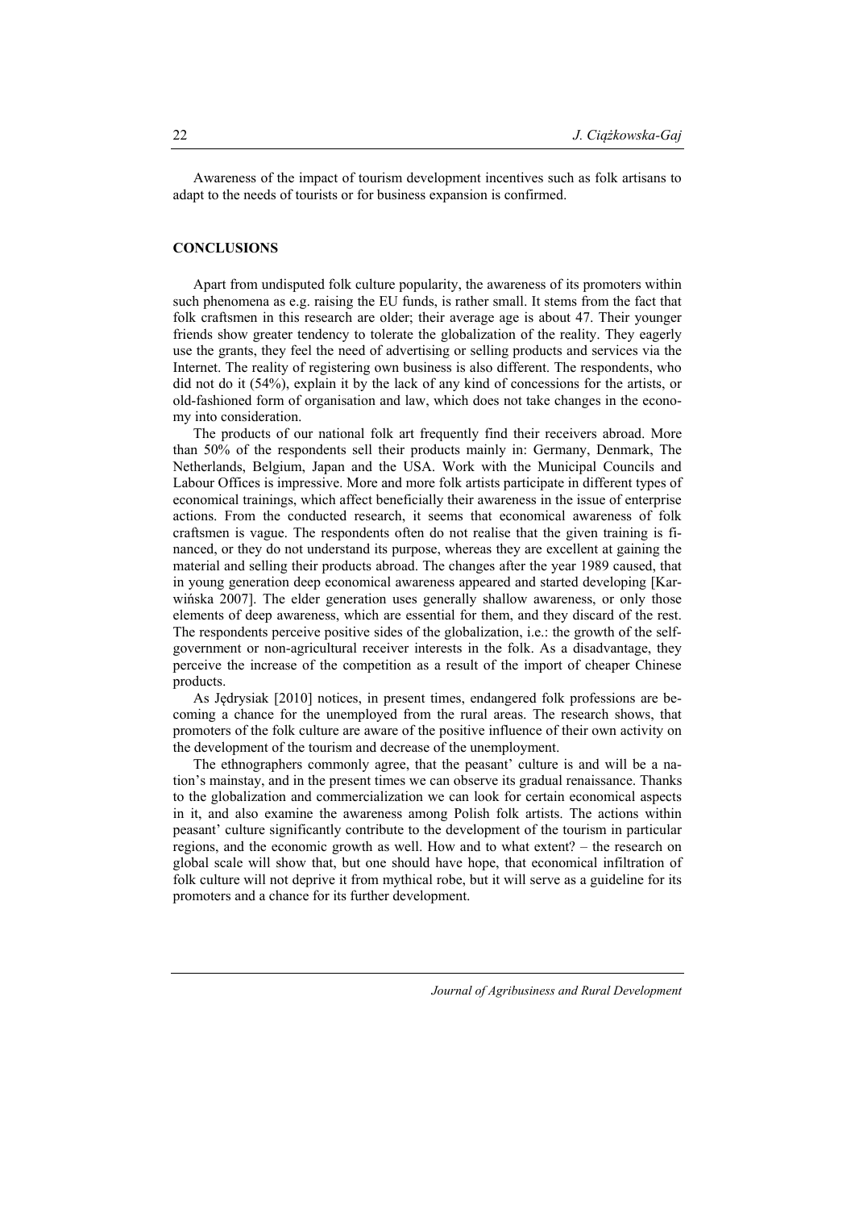Awareness of the impact of tourism development incentives such as folk artisans to adapt to the needs of tourists or for business expansion is confirmed.

## CONCLUSIONS

Apart from undisputed folk culture popularity, the awareness of its promoters within such phenomena as e.g. raising the EU funds, is rather small. It stems from the fact that folk craftsmen in this research are older; their average age is about 47. Their younger friends show greater tendency to tolerate the globalization of the reality. They eagerly use the grants, they feel the need of advertising or selling products and services via the Internet. The reality of registering own business is also different. The respondents, who did not do it (54%), explain it by the lack of any kind of concessions for the artists, or old-fashioned form of organisation and law, which does not take changes in the economy into consideration.

The products of our national folk art frequently find their receivers abroad. More than 50% of the respondents sell their products mainly in: Germany, Denmark, The Netherlands, Belgium, Japan and the USA. Work with the Municipal Councils and Labour Offices is impressive. More and more folk artists participate in different types of economical trainings, which affect beneficially their awareness in the issue of enterprise actions. From the conducted research, it seems that economical awareness of folk craftsmen is vague. The respondents often do not realise that the given training is financed, or they do not understand its purpose, whereas they are excellent at gaining the material and selling their products abroad. The changes after the year 1989 caused, that in young generation deep economical awareness appeared and started developing [Karwińska 2007]. The elder generation uses generally shallow awareness, or only those elements of deep awareness, which are essential for them, and they discard of the rest. The respondents perceive positive sides of the globalization, i.e.: the growth of the self-government or non-agricultural receiver interests in the folk. As a disadvantage, they perceive the increase of the competition as a result of the import of cheaper Chinese products.

As Jędrysiak [2010] notices, in present times, endangered folk professions are becoming a chance for the unemployed from the rural areas. The research shows, that promoters of the folk culture are aware of the positive influence of their own activity on the development of the tourism and decrease of the unemployment.

The ethnographers commonly agree, that the peasant' culture is and will be a nation's mainstay, and in the present times we can observe its gradual renaissance. Thanks to the globalization and commercialization we can look for certain economical aspects in it, and also examine the awareness among Polish folk artists. The actions within peasant' culture significantly contribute to the development of the tourism in particular regions, and the economic growth as well. How and to what extent? – the research on global scale will show that, but one should have hope, that economical infiltration of folk culture will not deprive it from mythical robe, but it will serve as a guideline for its promoters and a chance for its further development.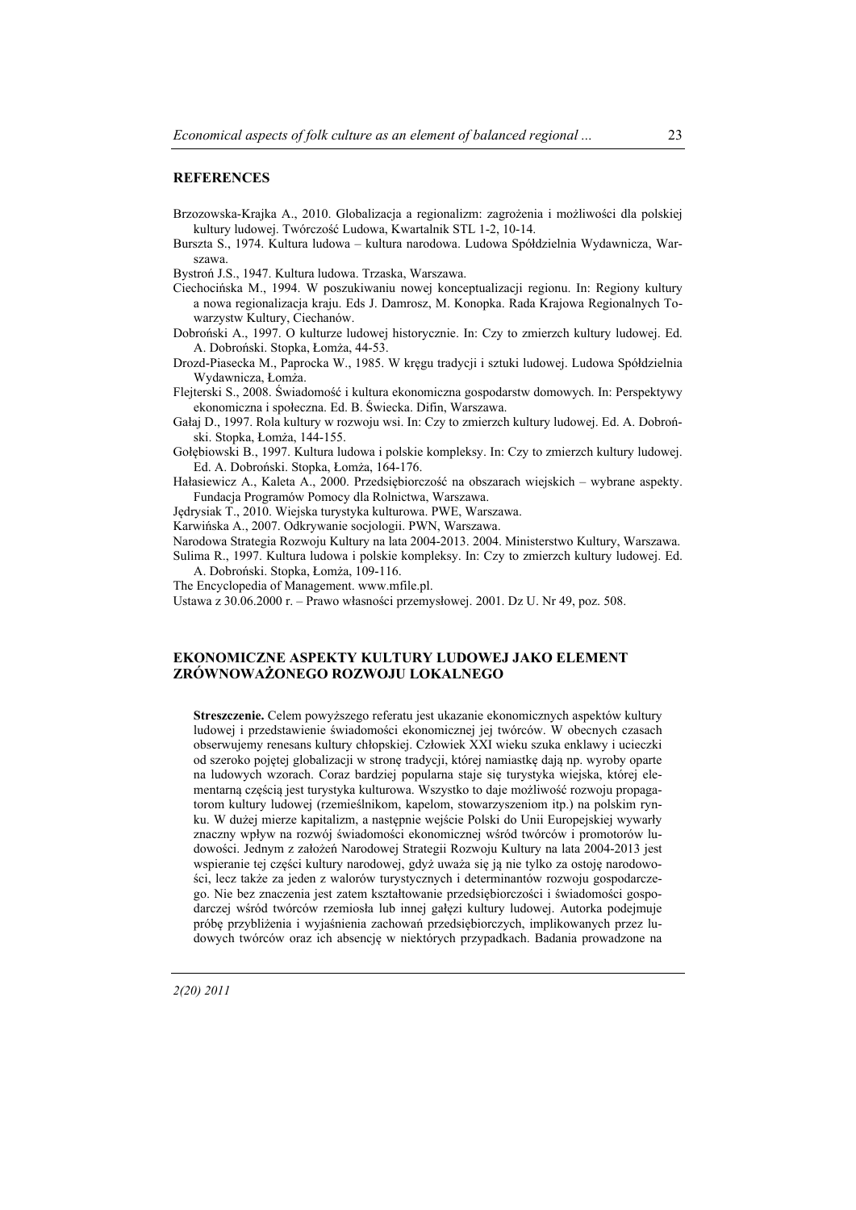## REFERENCES

Brzozowska-Krajka A., 2010. Globalizacja a regionalizm: zagrożenia i możliwości dla polskiej kultury ludowej. Twórczość Ludowa, Kwartalnik STL 1-2, 10-14.

Burszta S., 1974. Kultura ludowa – kultura narodowa. Ludowa Spółdzielnia Wydawnicza, Warszawa.

Bystroń J.S., 1947. Kultura ludowa. Trzaska, Warszawa.

Ciechocińska M., 1994. W poszukiwaniu nowej konceptualizacji regionu. In: Regiony kultury a nowa regionalizacja kraju. Eds J. Damrosz, M. Konopka. Rada Krajowa Regionalnych Towarzystw Kultury, Ciechanów.

Dobroński A., 1997. O kulturze ludowej historycznie. In: Czy to zmierzch kultury ludowej. Ed. A. Dobroński. Stopka, Łomża, 44-53.

Drozd-Piasecka M., Paprocka W., 1985. W kręgu tradycji i sztuki ludowej. Ludowa Spółdzielnia Wydawnicza, Łomża.

Flejterski S., 2008. Świadomość i kultura ekonomiczna gospodarstw domowych. In: Perspektywy ekonomiczna i społeczna. Ed. B. Świecka. Difin, Warszawa.

Gałaj D., 1997. Rola kultury w rozwoju wsi. In: Czy to zmierzch kultury ludowej. Ed. A. Dobroński. Stopka, Łomża, 144-155.

Gołębiowski B., 1997. Kultura ludowa i polskie kompleksy. In: Czy to zmierzch kultury ludowej. Ed. A. Dobroński. Stopka, Łomża, 164-176.

Hałasiewicz A., Kaleta A., 2000. Przedsiębiorczość na obszarach wiejskich – wybrane aspekty. Fundacja Programów Pomocy dla Rolnictwa, Warszawa.

Jędrysiak T., 2010. Wiejska turystyka kulturowa. PWE, Warszawa.

Karwińska A., 2007. Odkrywanie socjologii. PWN, Warszawa.

Narodowa Strategia Rozwoju Kultury na lata 2004-2013. 2004. Ministerstwo Kultury, Warszawa.

Sulima R., 1997. Kultura ludowa i polskie kompleksy. In: Czy to zmierzch kultury ludowej. Ed. A. Dobroński. Stopka, Łomża, 109-116.

The Encyclopedia of Management. www.mfile.pl.

Ustawa z 30.06.2000 r. – Prawo własności przemysłowej. 2001. Dz U. Nr 49, poz. 508.

## EKONOMICZNE ASPEKTY KULTURY LUDOWEJ JAKO ELEMENT ZRÓWNOWAŻONEGO ROZWOJU LOKALNEGO

**Streszczenie.** Celem powyższego referatu jest ukazanie ekonomicznych aspektów kultury ludowej i przedstawienie świadomości ekonomicznej jej twórców. W obecnych czasach obserwujemy renesans kultury chłopskiej. Człowiek XXI wieku szuka enklawy i ucieczki od szeroko pojętej globalizacji w stronę tradycji, której namiastkę dają np. wyroby oparte na ludowych wzorach. Coraz bardziej popularna staje się turystyka wiejska, której elementarną częścią jest turystyka kulturowa. Wszystko to daje możliwość rozwoju propagatorom kultury ludowej (rzemieślnikom, kapelom, stowarzyszeniom itp.) na polskim rynku. W dużej mierze kapitalizm, a następnie wejście Polski do Unii Europejskiej wywarły znaczny wpływ na rozwój świadomości ekonomicznej wśród twórców i promotorów ludowości. Jednym z założeń Narodowej Strategii Rozwoju Kultury na lata 2004-2013 jest wspieranie tej części kultury narodowej, gdyż uważa się ją nie tylko za ostoję narodowości, lecz także za jeden z walorów turystycznych i determinantów rozwoju gospodarczego. Nie bez znaczenia jest zatem kształtowanie przedsiębiorczości i świadomości gospodarczej wśród twórców rzemiosła lub innej gałęzi kultury ludowej. Autorka podejmuje próbę przybliżenia i wyjaśnienia zachowań przedsiębiorczych, implikowanych przez ludowych twórców oraz ich absencję w niektórych przypadkach. Badania prowadzone na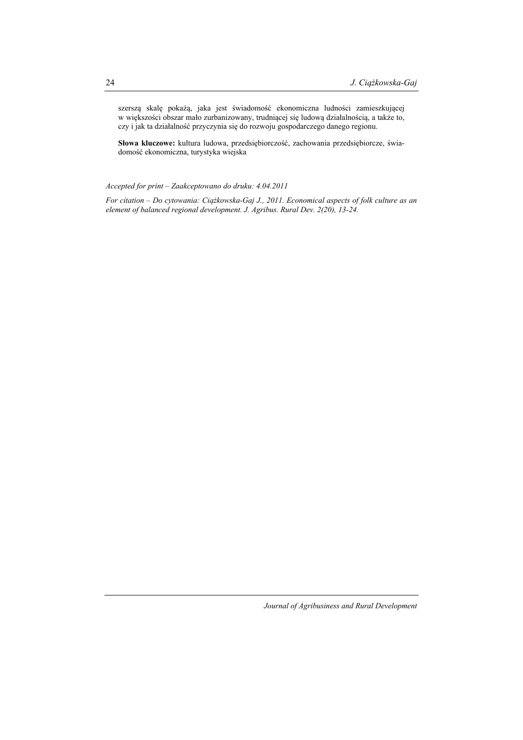szerszą skalę pokażą, jaka jest świadomość ekonomiczna ludności zamieszkującej w większości obszar mało zurbanizowany, trudniącej się ludową działalnością, a także to, czy i jak ta działalność przyczynia się do rozwoju gospodarczego danego regionu.

**Słowa kluczowe:** kultura ludowa, przedsiębiorczość, zachowania przedsiębiorcze, świadomość ekonomiczna, turystyka wiejska

*Accepted for print – Zaakceptowano do druku: 4.04.2011*

*For citation – Do cytowania: Ciążkowska-Gaj J., 2011. Economical aspects of folk culture as an element of balanced regional development. J. Agribus. Rural Dev. 2(20), 13-24.*